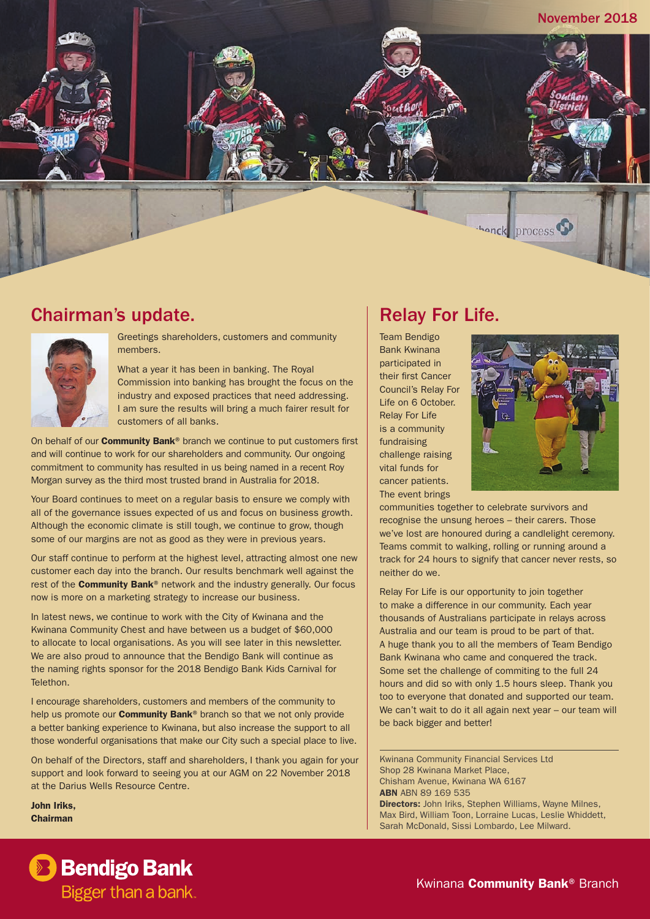November 2018

## Chairman's update.

Greetings shareholders, customers and community members.

What a year it has been in banking. The Royal Commission into banking has brought the focus on the industry and exposed practices that need addressing. I am sure the results will bring a much fairer result for customers of all banks.

On behalf of our **Community Bank®** branch we continue to put customers first and will continue to work for our shareholders and community. Our ongoing commitment to community has resulted in us being named in a recent Roy Morgan survey as the third most trusted brand in Australia for 2018.

Your Board continues to meet on a regular basis to ensure we comply with all of the governance issues expected of us and focus on business growth. Although the economic climate is still tough, we continue to grow, though some of our margins are not as good as they were in previous years.

Our staff continue to perform at the highest level, attracting almost one new customer each day into the branch. Our results benchmark well against the rest of the **Community Bank®** network and the industry generally. Our focus now is more on a marketing strategy to increase our business.

In latest news, we continue to work with the City of Kwinana and the Kwinana Community Chest and have between us a budget of $60,000 to allocate to local organisations. As you will see later in this newsletter. We are also proud to announce that the Bendigo Bank will continue as the naming rights sponsor for the 2018 Bendigo Bank Kids Carnival for Telethon.

I encourage shareholders, customers and members of the community to help us promote our **Community Bank®** branch so that we not only provide a better banking experience to Kwinana, but also increase the support to all those wonderful organisations that make our City such a special place to live.

On behalf of the Directors, staff and shareholders, I thank you again for your support and look forward to seeing you at our AGM on 22 November 2018 at the Darius Wells Resource Centre.

**John Iriks,**
**Chairman**

## Relay For Life.

Team Bendigo Bank Kwinana participated in their first Cancer Council's Relay For Life on 6 October. Relay For Life is a community fundraising challenge raising vital funds for cancer patients. The event brings communities together to celebrate survivors and recognise the unsung heroes – their carers. Those we've lost are honoured during a candlelight ceremony. Teams commit to walking, rolling or running around a track for 24 hours to signify that cancer never rests, so neither do we.

Relay For Life is our opportunity to join together to make a difference in our community. Each year thousands of Australians participate in relays across Australia and our team is proud to be part of that. A huge thank you to all the members of Team Bendigo Bank Kwinana who came and conquered the track. Some set the challenge of commiting to the full 24 hours and did so with only 1.5 hours sleep. Thank you too to everyone that donated and supported our team. We can't wait to do it all again next year – our team will be back bigger and better!

Kwinana Community Financial Services Ltd
Shop 28 Kwinana Market Place,
Chisham Avenue, Kwinana WA 6167
**ABN** ABN 89 169 535
**Directors:** John Iriks, Stephen Williams, Wayne Milnes, Max Bird, William Toon, Lorraine Lucas, Leslie Whiddett, Sarah McDonald, Sissi Lombardo, Lee Milward.

**Bendigo Bank**
Bigger than a bank.

Kwinana **Community Bank®** Branch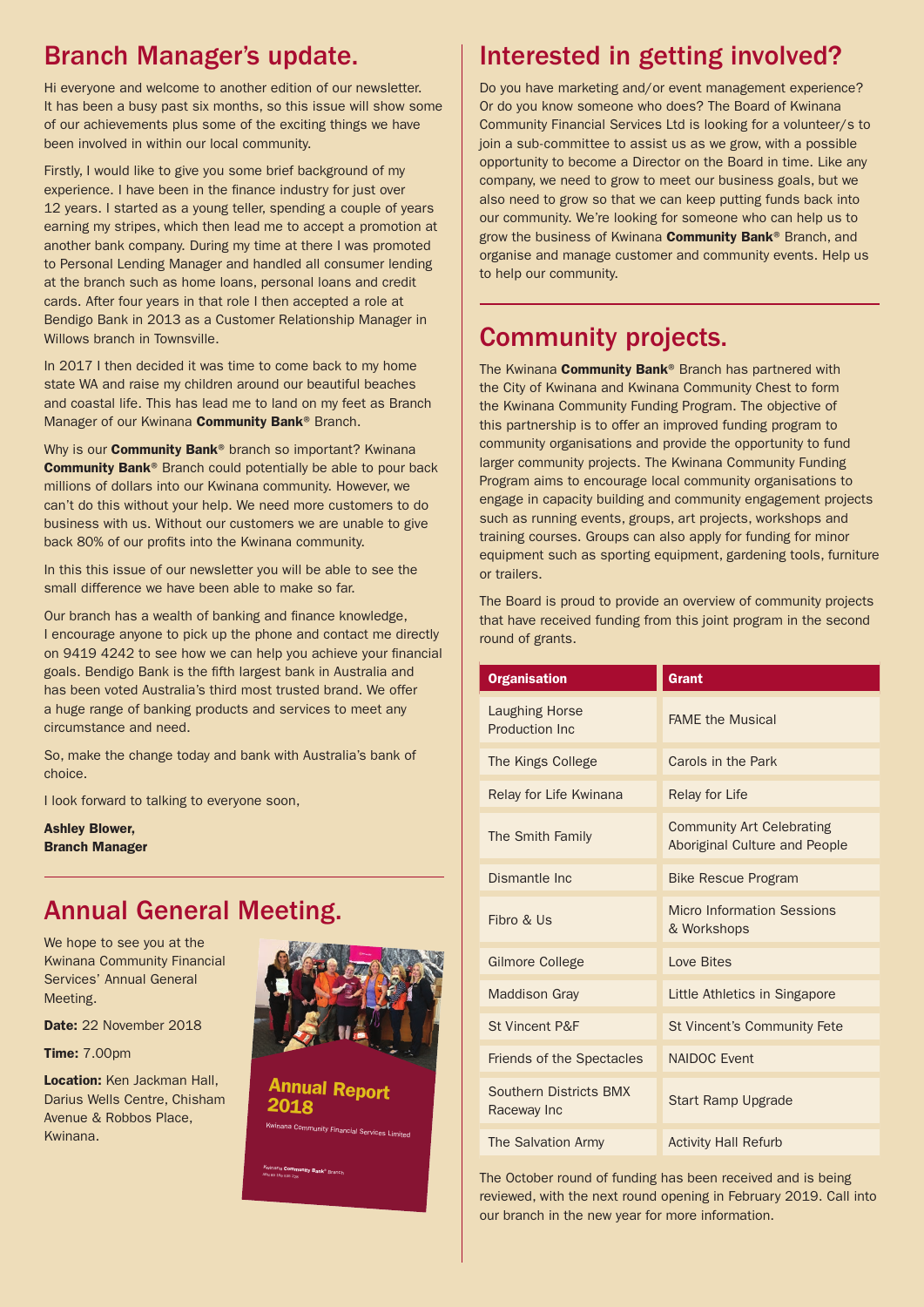## Branch Manager's update.

Hi everyone and welcome to another edition of our newsletter. It has been a busy past six months, so this issue will show some of our achievements plus some of the exciting things we have been involved in within our local community.

Firstly, I would like to give you some brief background of my experience. I have been in the finance industry for just over 12 years. I started as a young teller, spending a couple of years earning my stripes, which then lead me to accept a promotion at another bank company. During my time at there I was promoted to Personal Lending Manager and handled all consumer lending at the branch such as home loans, personal loans and credit cards. After four years in that role I then accepted a role at Bendigo Bank in 2013 as a Customer Relationship Manager in Willows branch in Townsville.

In 2017 I then decided it was time to come back to my home state WA and raise my children around our beautiful beaches and coastal life. This has lead me to land on my feet as Branch Manager of our Kwinana **Community Bank**® Branch.

Why is our **Community Bank**® branch so important? Kwinana **Community Bank**® Branch could potentially be able to pour back millions of dollars into our Kwinana community. However, we can't do this without your help. We need more customers to do business with us. Without our customers we are unable to give back 80% of our profits into the Kwinana community.

In this this issue of our newsletter you will be able to see the small difference we have been able to make so far.

Our branch has a wealth of banking and finance knowledge, I encourage anyone to pick up the phone and contact me directly on 9419 4242 to see how we can help you achieve your financial goals. Bendigo Bank is the fifth largest bank in Australia and has been voted Australia's third most trusted brand. We offer a huge range of banking products and services to meet any circumstance and need.

So, make the change today and bank with Australia's bank of choice.

I look forward to talking to everyone soon,

**Ashley Blower,**
**Branch Manager**

## Annual General Meeting.

We hope to see you at the Kwinana Community Financial Services' Annual General Meeting.

**Date:** 22 November 2018

**Time:** 7.00pm

**Location:** Ken Jackman Hall, Darius Wells Centre, Chisham Avenue & Robbos Place, Kwinana.

## Interested in getting involved?

Do you have marketing and/or event management experience? Or do you know someone who does? The Board of Kwinana Community Financial Services Ltd is looking for a volunteer/s to join a sub-committee to assist us as we grow, with a possible opportunity to become a Director on the Board in time. Like any company, we need to grow to meet our business goals, but we also need to grow so that we can keep putting funds back into our community. We're looking for someone who can help us to grow the business of Kwinana **Community Bank**® Branch, and organise and manage customer and community events. Help us to help our community.

## Community projects.

The Kwinana **Community Bank**® Branch has partnered with the City of Kwinana and Kwinana Community Chest to form the Kwinana Community Funding Program. The objective of this partnership is to offer an improved funding program to community organisations and provide the opportunity to fund larger community projects. The Kwinana Community Funding Program aims to encourage local community organisations to engage in capacity building and community engagement projects such as running events, groups, art projects, workshops and training courses. Groups can also apply for funding for minor equipment such as sporting equipment, gardening tools, furniture or trailers.

The Board is proud to provide an overview of community projects that have received funding from this joint program in the second round of grants.

| Organisation | Grant |
|---|---|
| Laughing Horse Production Inc | FAME the Musical |
| The Kings College | Carols in the Park |
| Relay for Life Kwinana | Relay for Life |
| The Smith Family | Community Art Celebrating Aboriginal Culture and People |
| Dismantle Inc | Bike Rescue Program |
| Fibro & Us | Micro Information Sessions & Workshops |
| Gilmore College | Love Bites |
| Maddison Gray | Little Athletics in Singapore |
| St Vincent P&F | St Vincent's Community Fete |
| Friends of the Spectacles | NAIDOC Event |
| Southern Districts BMX Raceway Inc | Start Ramp Upgrade |
| The Salvation Army | Activity Hall Refurb |

The October round of funding has been received and is being reviewed, with the next round opening in February 2019. Call into our branch in the new year for more information.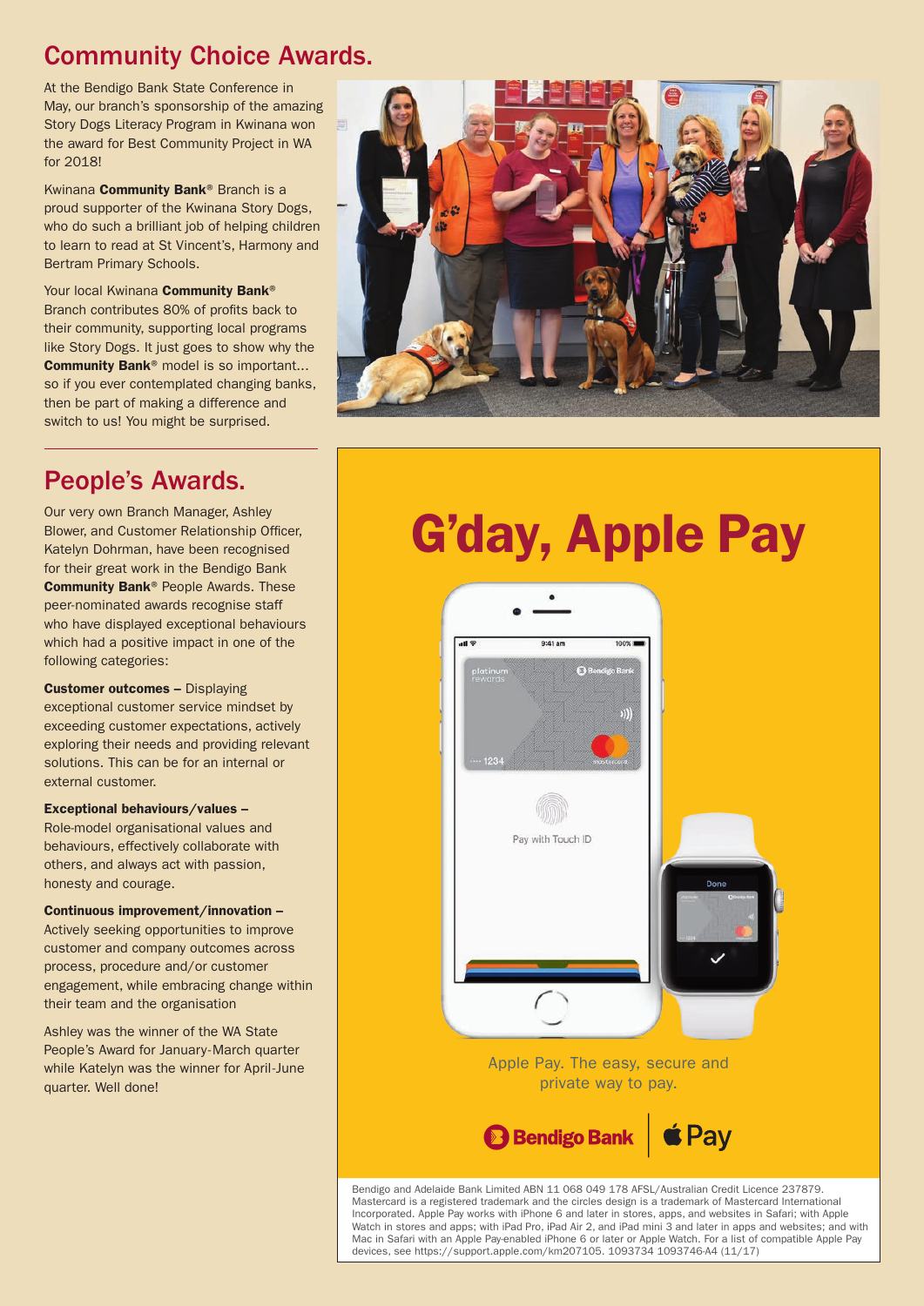## Community Choice Awards.

At the Bendigo Bank State Conference in May, our branch's sponsorship of the amazing Story Dogs Literacy Program in Kwinana won the award for Best Community Project in WA for 2018!

Kwinana **Community Bank**® Branch is a proud supporter of the Kwinana Story Dogs, who do such a brilliant job of helping children to learn to read at St Vincent's, Harmony and Bertram Primary Schools.

Your local Kwinana **Community Bank**® Branch contributes 80% of profits back to their community, supporting local programs like Story Dogs. It just goes to show why the **Community Bank**® model is so important... so if you ever contemplated changing banks, then be part of making a difference and switch to us! You might be surprised.

## People's Awards.

Our very own Branch Manager, Ashley Blower, and Customer Relationship Officer, Katelyn Dohrman, have been recognised for their great work in the Bendigo Bank **Community Bank**® People Awards. These peer-nominated awards recognise staff who have displayed exceptional behaviours which had a positive impact in one of the following categories:

**Customer outcomes –** Displaying exceptional customer service mindset by exceeding customer expectations, actively exploring their needs and providing relevant solutions. This can be for an internal or external customer.

**Exceptional behaviours/values –** Role-model organisational values and behaviours, effectively collaborate with others, and always act with passion, honesty and courage.

**Continuous improvement/innovation –** Actively seeking opportunities to improve customer and company outcomes across process, procedure and/or customer engagement, while embracing change within their team and the organisation

Ashley was the winner of the WA State People's Award for January-March quarter while Katelyn was the winner for April-June quarter. Well done!

# G'day, Apple Pay

Apple Pay. The easy, secure and private way to pay.

Bendigo Bank | Pay

Bendigo and Adelaide Bank Limited ABN 11 068 049 178 AFSL/Australian Credit Licence 237879. Mastercard is a registered trademark and the circles design is a trademark of Mastercard International Incorporated. Apple Pay works with iPhone 6 and later in stores, apps, and websites in Safari; with Apple Watch in stores and apps; with iPad Pro, iPad Air 2, and iPad mini 3 and later in apps and websites; and with Mac in Safari with an Apple Pay-enabled iPhone 6 or later or Apple Watch. For a list of compatible Apple Pay devices, see https://support.apple.com/km207105. 1093734 1093746-A4 (11/17)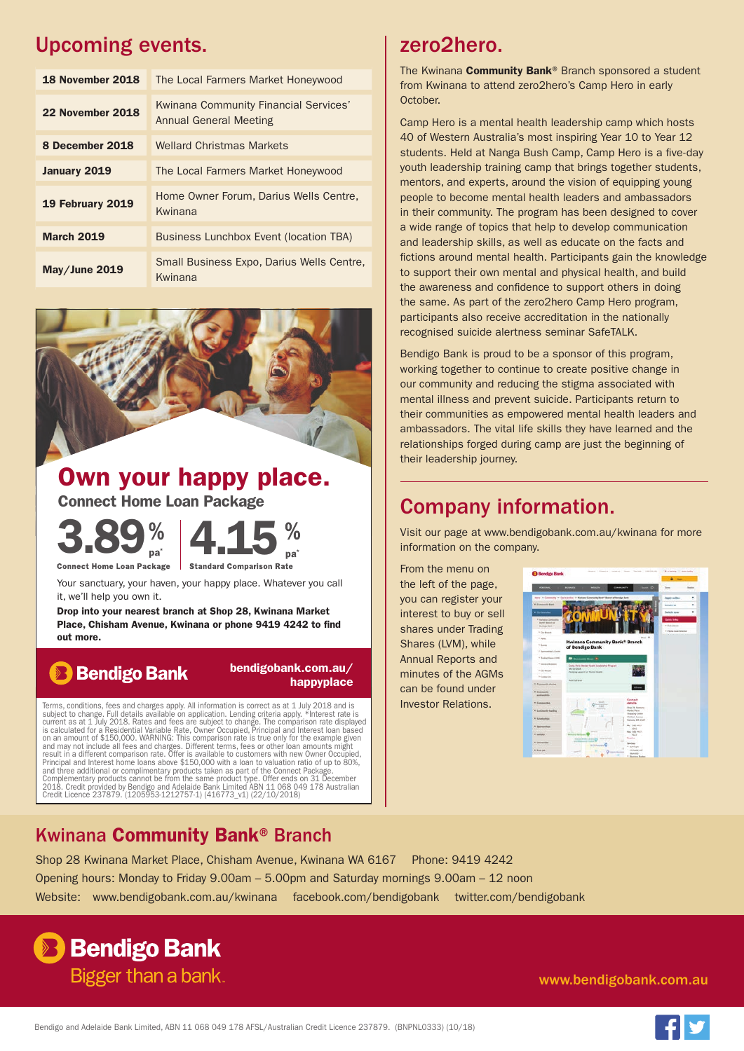## Upcoming events.

| | |
|---|---|
| 18 November 2018 | The Local Farmers Market Honeywood |
| 22 November 2018 | Kwinana Community Financial Services' Annual General Meeting |
| 8 December 2018 | Wellard Christmas Markets |
| January 2019 | The Local Farmers Market Honeywood |
| 19 February 2019 | Home Owner Forum, Darius Wells Centre, Kwinana |
| March 2019 | Business Lunchbox Event (location TBA) |
| May/June 2019 | Small Business Expo, Darius Wells Centre, Kwinana |

# Own your happy place.

**Connect Home Loan Package**

**3.89% pa*** Connect Home Loan Package

**4.15% pa*** Standard Comparison Rate

Your sanctuary, your haven, your happy place. Whatever you call it, we'll help you own it.

**Drop into your nearest branch at Shop 28, Kwinana Market Place, Chisham Avenue, Kwinana or phone 9419 4242 to find out more.**

**Bendigo Bank** bendigobank.com.au/happyplace

Terms, conditions, fees and charges apply. All information is correct as at 1 July 2018 and is subject to change. Full details available on application. Lending criteria apply. *Interest rate is current as at 1 July 2018. Rates and fees are subject to change. The comparison rate displayed is calculated for a Residential Variable Rate, Owner Occupied, Principal and Interest loan based on an amount of $150,000. WARNING: This comparison rate is true only for the example given and may not include all fees and charges. Different terms, fees or other loan amounts might result in a different comparison rate. Offer is available to customers with new Owner Occupied, Principal and Interest home loans above $150,000 with a loan to valuation ratio of up to 80%, and three additional or complimentary products taken as part of the Connect Package. Complementary products cannot be from the same product type. Offer ends on 31 December 2018. Credit provided by Bendigo and Adelaide Bank Limited ABN 11 068 049 178 Australian Credit Licence 237879. (1205953-1212757-1) (416773_v1) (22/10/2018)

## zero2hero.

The Kwinana **Community Bank**® Branch sponsored a student from Kwinana to attend zero2hero's Camp Hero in early October.

Camp Hero is a mental health leadership camp which hosts 40 of Western Australia's most inspiring Year 10 to Year 12 students. Held at Nanga Bush Camp, Camp Hero is a five-day youth leadership training camp that brings together students, mentors, and experts, around the vision of equipping young people to become mental health leaders and ambassadors in their community. The program has been designed to cover a wide range of topics that help to develop communication and leadership skills, as well as educate on the facts and fictions around mental health. Participants gain the knowledge to support their own mental and physical health, and build the awareness and confidence to support others in doing the same. As part of the zero2hero Camp Hero program, participants also receive accreditation in the nationally recognised suicide alertness seminar SafeTALK.

Bendigo Bank is proud to be a sponsor of this program, working together to continue to create positive change in our community and reducing the stigma associated with mental illness and prevent suicide. Participants return to their communities as empowered mental health leaders and ambassadors. The vital life skills they have learned and the relationships forged during camp are just the beginning of their leadership journey.

## Company information.

Visit our page at www.bendigobank.com.au/kwinana for more information on the company.

From the menu on the left of the page, you can register your interest to buy or sell shares under Trading Shares (LVM), while Annual Reports and minutes of the AGMs can be found under Investor Relations.

## Kwinana **Community Bank**® Branch

Shop 28 Kwinana Market Place, Chisham Avenue, Kwinana WA 6167 Phone: 9419 4242
Opening hours: Monday to Friday 9.00am – 5.00pm and Saturday mornings 9.00am – 12 noon
Website: www.bendigobank.com.au/kwinana facebook.com/bendigobank twitter.com/bendigobank

**Bendigo Bank**
Bigger than a bank.

www.bendigobank.com.au

Bendigo and Adelaide Bank Limited, ABN 11 068 049 178 AFSL/Australian Credit Licence 237879. (BNPNL0333) (10/18)